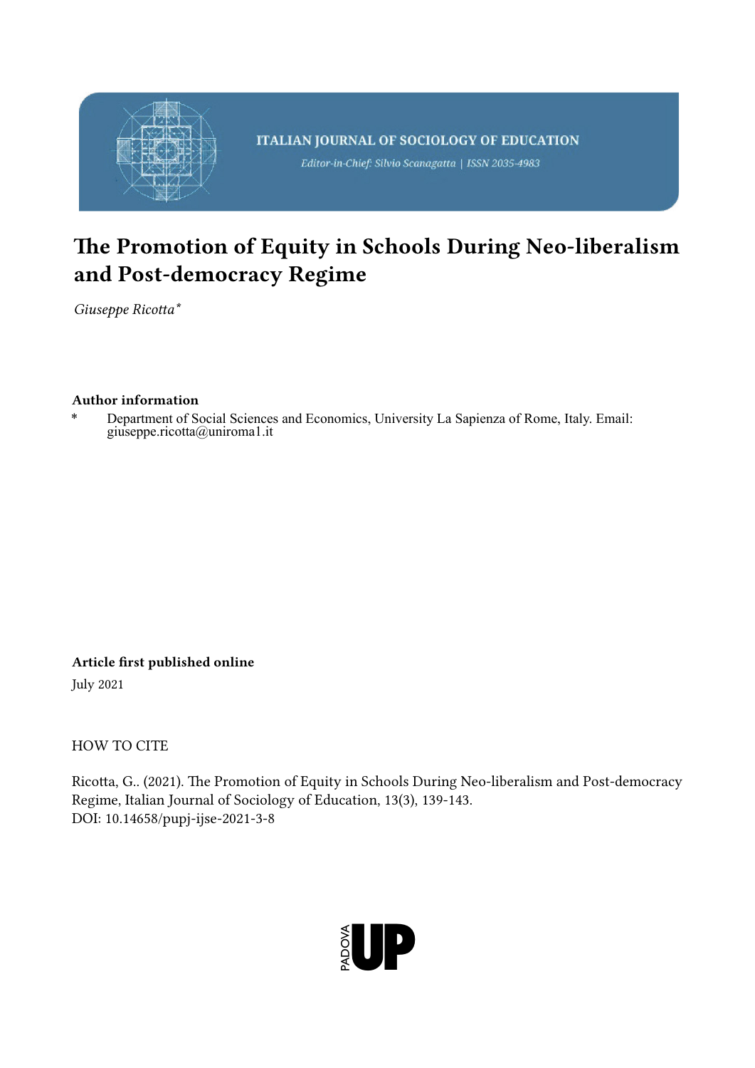ITALIAN JOURNAL OF SOCIOLOGY OF EDUCATION

*Editor-in-Chief: Silvio Scanagatta | ISSN 2035-4983*

# The Promotion of Equity in Schools During Neo-liberalism and Post-democracy Regime

*Giuseppe Ricotta**

**Author information**

\* Department of Social Sciences and Economics, University La Sapienza of Rome, Italy. Email: giuseppe.ricotta@uniroma1.it

**Article first published online**

July 2021

HOW TO CITE

Ricotta, G.. (2021). The Promotion of Equity in Schools During Neo-liberalism and Post-democracy Regime, Italian Journal of Sociology of Education, 13(3), 139-143.
DOI: 10.14658/pupj-ijse-2021-3-8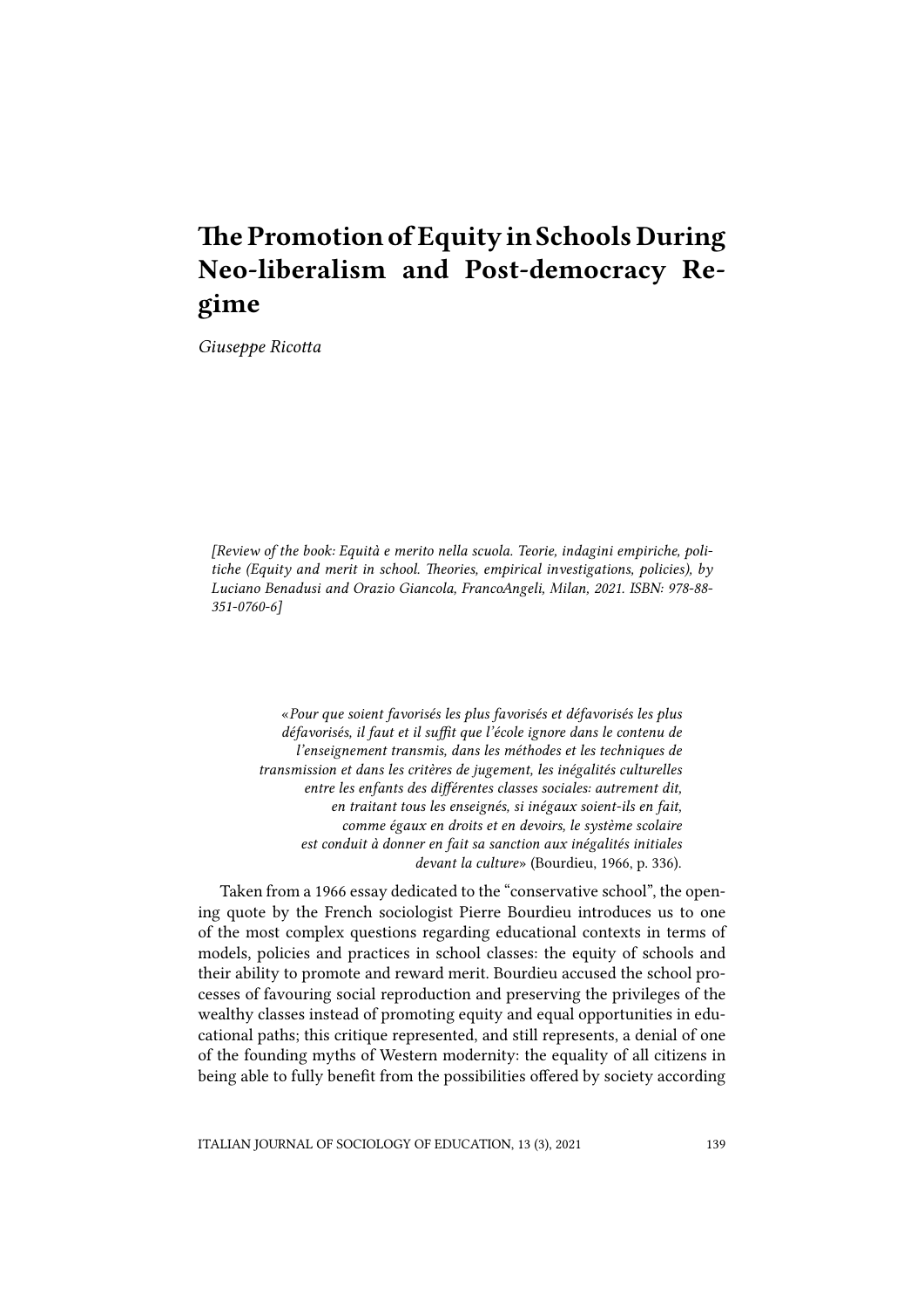# The Promotion of Equity in Schools During Neo-liberalism and Post-democracy Regime

*Giuseppe Ricotta*

*[Review of the book: Equità e merito nella scuola. Teorie, indagini empiriche, politiche (Equity and merit in school. Theories, empirical investigations, policies), by Luciano Benadusi and Orazio Giancola, FrancoAngeli, Milan, 2021. ISBN: 978-88-351-0760-6]*

> «*Pour que soient favorisés les plus favorisés et défavorisés les plus défavorisés, il faut et il suffit que l'école ignore dans le contenu de l'enseignement transmis, dans les méthodes et les techniques de transmission et dans les critères de jugement, les inégalités culturelles entre les enfants des différentes classes sociales: autrement dit, en traitant tous les enseignés, si inégaux soient-ils en fait, comme égaux en droits et en devoirs, le système scolaire est conduit à donner en fait sa sanction aux inégalités initiales devant la culture*» (Bourdieu, 1966, p. 336).

Taken from a 1966 essay dedicated to the "conservative school", the opening quote by the French sociologist Pierre Bourdieu introduces us to one of the most complex questions regarding educational contexts in terms of models, policies and practices in school classes: the equity of schools and their ability to promote and reward merit. Bourdieu accused the school processes of favouring social reproduction and preserving the privileges of the wealthy classes instead of promoting equity and equal opportunities in educational paths; this critique represented, and still represents, a denial of one of the founding myths of Western modernity: the equality of all citizens in being able to fully benefit from the possibilities offered by society according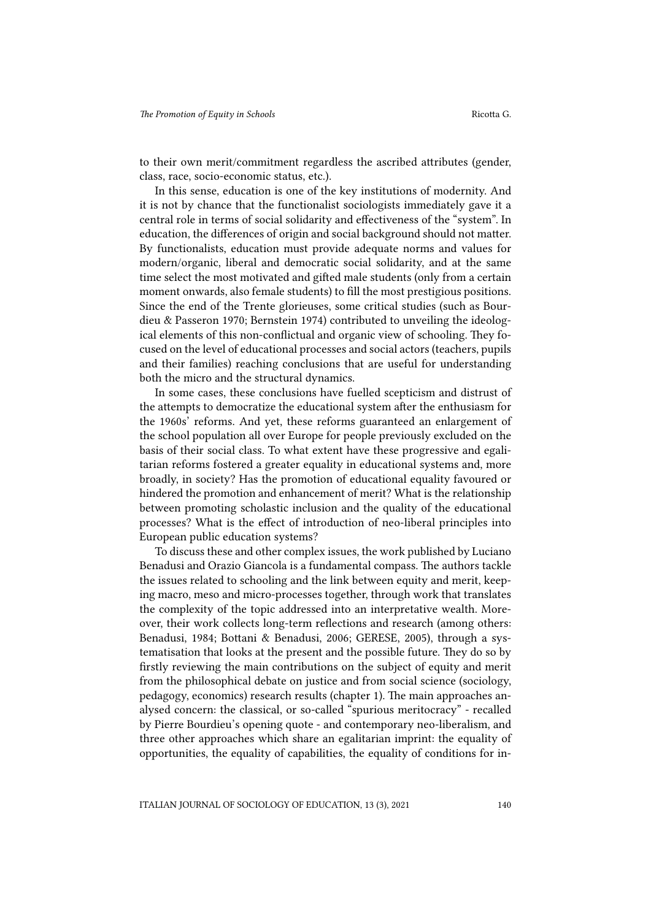to their own merit/commitment regardless the ascribed attributes (gender, class, race, socio-economic status, etc.).

In this sense, education is one of the key institutions of modernity. And it is not by chance that the functionalist sociologists immediately gave it a central role in terms of social solidarity and effectiveness of the "system". In education, the differences of origin and social background should not matter. By functionalists, education must provide adequate norms and values for modern/organic, liberal and democratic social solidarity, and at the same time select the most motivated and gifted male students (only from a certain moment onwards, also female students) to fill the most prestigious positions. Since the end of the Trente glorieuses, some critical studies (such as Bourdieu & Passeron 1970; Bernstein 1974) contributed to unveiling the ideological elements of this non-conflictual and organic view of schooling. They focused on the level of educational processes and social actors (teachers, pupils and their families) reaching conclusions that are useful for understanding both the micro and the structural dynamics.

In some cases, these conclusions have fuelled scepticism and distrust of the attempts to democratize the educational system after the enthusiasm for the 1960s' reforms. And yet, these reforms guaranteed an enlargement of the school population all over Europe for people previously excluded on the basis of their social class. To what extent have these progressive and egalitarian reforms fostered a greater equality in educational systems and, more broadly, in society? Has the promotion of educational equality favoured or hindered the promotion and enhancement of merit? What is the relationship between promoting scholastic inclusion and the quality of the educational processes? What is the effect of introduction of neo-liberal principles into European public education systems?

To discuss these and other complex issues, the work published by Luciano Benadusi and Orazio Giancola is a fundamental compass. The authors tackle the issues related to schooling and the link between equity and merit, keeping macro, meso and micro-processes together, through work that translates the complexity of the topic addressed into an interpretative wealth. Moreover, their work collects long-term reflections and research (among others: Benadusi, 1984; Bottani & Benadusi, 2006; GERESE, 2005), through a systematisation that looks at the present and the possible future. They do so by firstly reviewing the main contributions on the subject of equity and merit from the philosophical debate on justice and from social science (sociology, pedagogy, economics) research results (chapter 1). The main approaches analysed concern: the classical, or so-called "spurious meritocracy" - recalled by Pierre Bourdieu's opening quote - and contemporary neo-liberalism, and three other approaches which share an egalitarian imprint: the equality of opportunities, the equality of capabilities, the equality of conditions for in-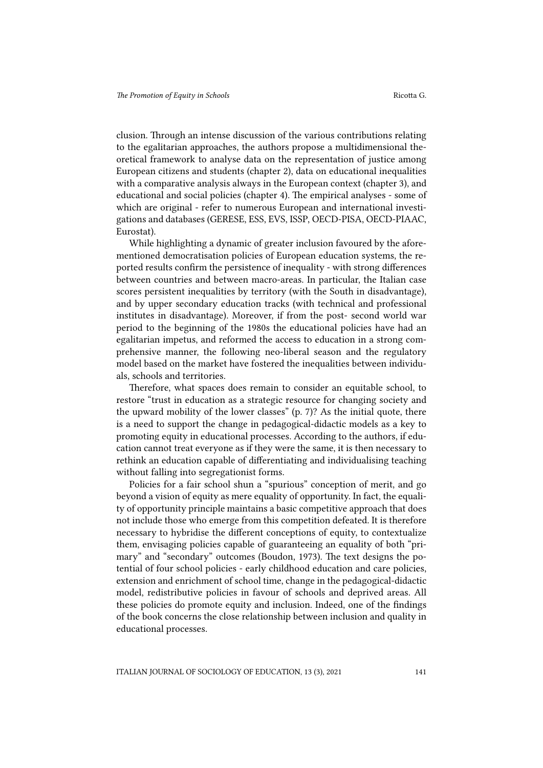clusion. Through an intense discussion of the various contributions relating to the egalitarian approaches, the authors propose a multidimensional theoretical framework to analyse data on the representation of justice among European citizens and students (chapter 2), data on educational inequalities with a comparative analysis always in the European context (chapter 3), and educational and social policies (chapter 4). The empirical analyses - some of which are original - refer to numerous European and international investigations and databases (GERESE, ESS, EVS, ISSP, OECD-PISA, OECD-PIAAC, Eurostat).

While highlighting a dynamic of greater inclusion favoured by the aforementioned democratisation policies of European education systems, the reported results confirm the persistence of inequality - with strong differences between countries and between macro-areas. In particular, the Italian case scores persistent inequalities by territory (with the South in disadvantage), and by upper secondary education tracks (with technical and professional institutes in disadvantage). Moreover, if from the post- second world war period to the beginning of the 1980s the educational policies have had an egalitarian impetus, and reformed the access to education in a strong comprehensive manner, the following neo-liberal season and the regulatory model based on the market have fostered the inequalities between individuals, schools and territories.

Therefore, what spaces does remain to consider an equitable school, to restore "trust in education as a strategic resource for changing society and the upward mobility of the lower classes" (p. 7)? As the initial quote, there is a need to support the change in pedagogical-didactic models as a key to promoting equity in educational processes. According to the authors, if education cannot treat everyone as if they were the same, it is then necessary to rethink an education capable of differentiating and individualising teaching without falling into segregationist forms.

Policies for a fair school shun a "spurious" conception of merit, and go beyond a vision of equity as mere equality of opportunity. In fact, the equality of opportunity principle maintains a basic competitive approach that does not include those who emerge from this competition defeated. It is therefore necessary to hybridise the different conceptions of equity, to contextualize them, envisaging policies capable of guaranteeing an equality of both "primary" and "secondary" outcomes (Boudon, 1973). The text designs the potential of four school policies - early childhood education and care policies, extension and enrichment of school time, change in the pedagogical-didactic model, redistributive policies in favour of schools and deprived areas. All these policies do promote equity and inclusion. Indeed, one of the findings of the book concerns the close relationship between inclusion and quality in educational processes.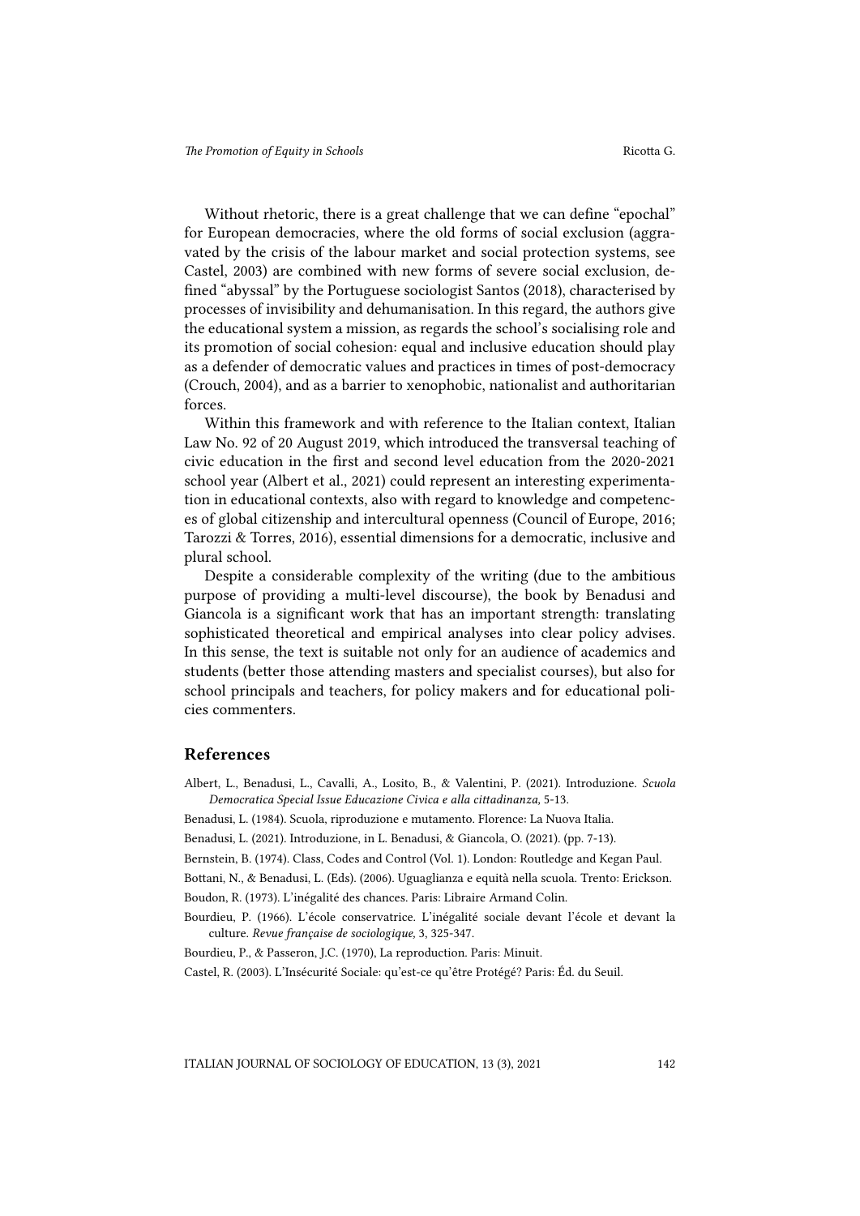Without rhetoric, there is a great challenge that we can define "epochal" for European democracies, where the old forms of social exclusion (aggravated by the crisis of the labour market and social protection systems, see Castel, 2003) are combined with new forms of severe social exclusion, defined "abyssal" by the Portuguese sociologist Santos (2018), characterised by processes of invisibility and dehumanisation. In this regard, the authors give the educational system a mission, as regards the school's socialising role and its promotion of social cohesion: equal and inclusive education should play as a defender of democratic values and practices in times of post-democracy (Crouch, 2004), and as a barrier to xenophobic, nationalist and authoritarian forces.

Within this framework and with reference to the Italian context, Italian Law No. 92 of 20 August 2019, which introduced the transversal teaching of civic education in the first and second level education from the 2020-2021 school year (Albert et al., 2021) could represent an interesting experimentation in educational contexts, also with regard to knowledge and competences of global citizenship and intercultural openness (Council of Europe, 2016; Tarozzi & Torres, 2016), essential dimensions for a democratic, inclusive and plural school.

Despite a considerable complexity of the writing (due to the ambitious purpose of providing a multi-level discourse), the book by Benadusi and Giancola is a significant work that has an important strength: translating sophisticated theoretical and empirical analyses into clear policy advises. In this sense, the text is suitable not only for an audience of academics and students (better those attending masters and specialist courses), but also for school principals and teachers, for policy makers and for educational policies commenters.

## References

Albert, L., Benadusi, L., Cavalli, A., Losito, B., & Valentini, P. (2021). Introduzione. *Scuola Democratica Special Issue Educazione Civica e alla cittadinanza*, 5-13.

Benadusi, L. (1984). Scuola, riproduzione e mutamento. Florence: La Nuova Italia.

Benadusi, L. (2021). Introduzione, in L. Benadusi, & Giancola, O. (2021). (pp. 7-13).

Bernstein, B. (1974). Class, Codes and Control (Vol. 1). London: Routledge and Kegan Paul.

Bottani, N., & Benadusi, L. (Eds). (2006). Uguaglianza e equità nella scuola. Trento: Erickson.

Boudon, R. (1973). L'inégalité des chances. Paris: Libraire Armand Colin.

Bourdieu, P. (1966). L'école conservatrice. L'inégalité sociale devant l'école et devant la culture. *Revue française de sociologique,* 3, 325-347.

Bourdieu, P., & Passeron, J.C. (1970), La reproduction. Paris: Minuit.

Castel, R. (2003). L'Insécurité Sociale: qu'est-ce qu'être Protégé? Paris: Éd. du Seuil.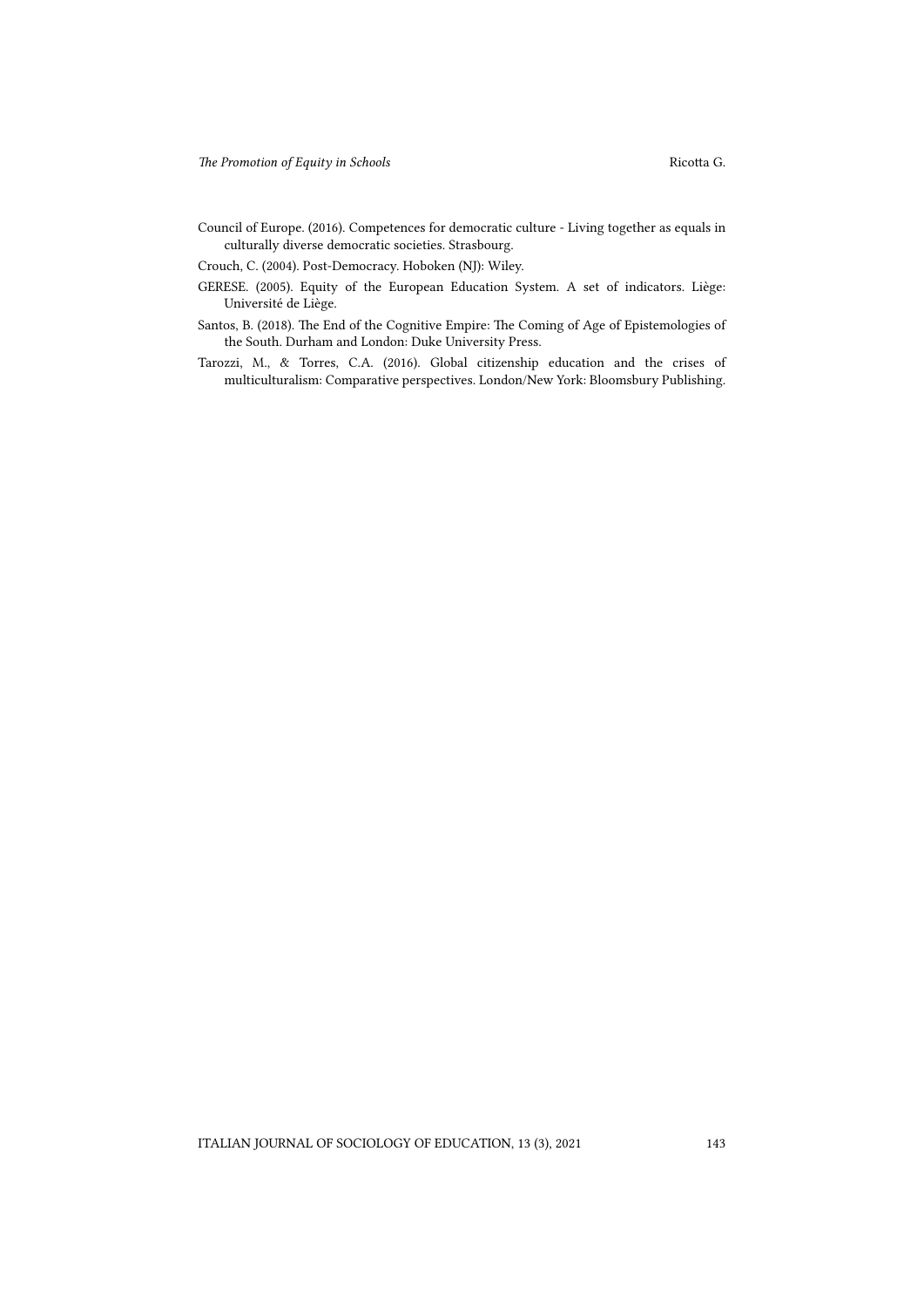Council of Europe. (2016). Competences for democratic culture - Living together as equals in culturally diverse democratic societies. Strasbourg.

Crouch, C. (2004). Post-Democracy. Hoboken (NJ): Wiley.

GERESE. (2005). Equity of the European Education System. A set of indicators. Liège: Université de Liège.

Santos, B. (2018). The End of the Cognitive Empire: The Coming of Age of Epistemologies of the South. Durham and London: Duke University Press.

Tarozzi, M., & Torres, C.A. (2016). Global citizenship education and the crises of multiculturalism: Comparative perspectives. London/New York: Bloomsbury Publishing.